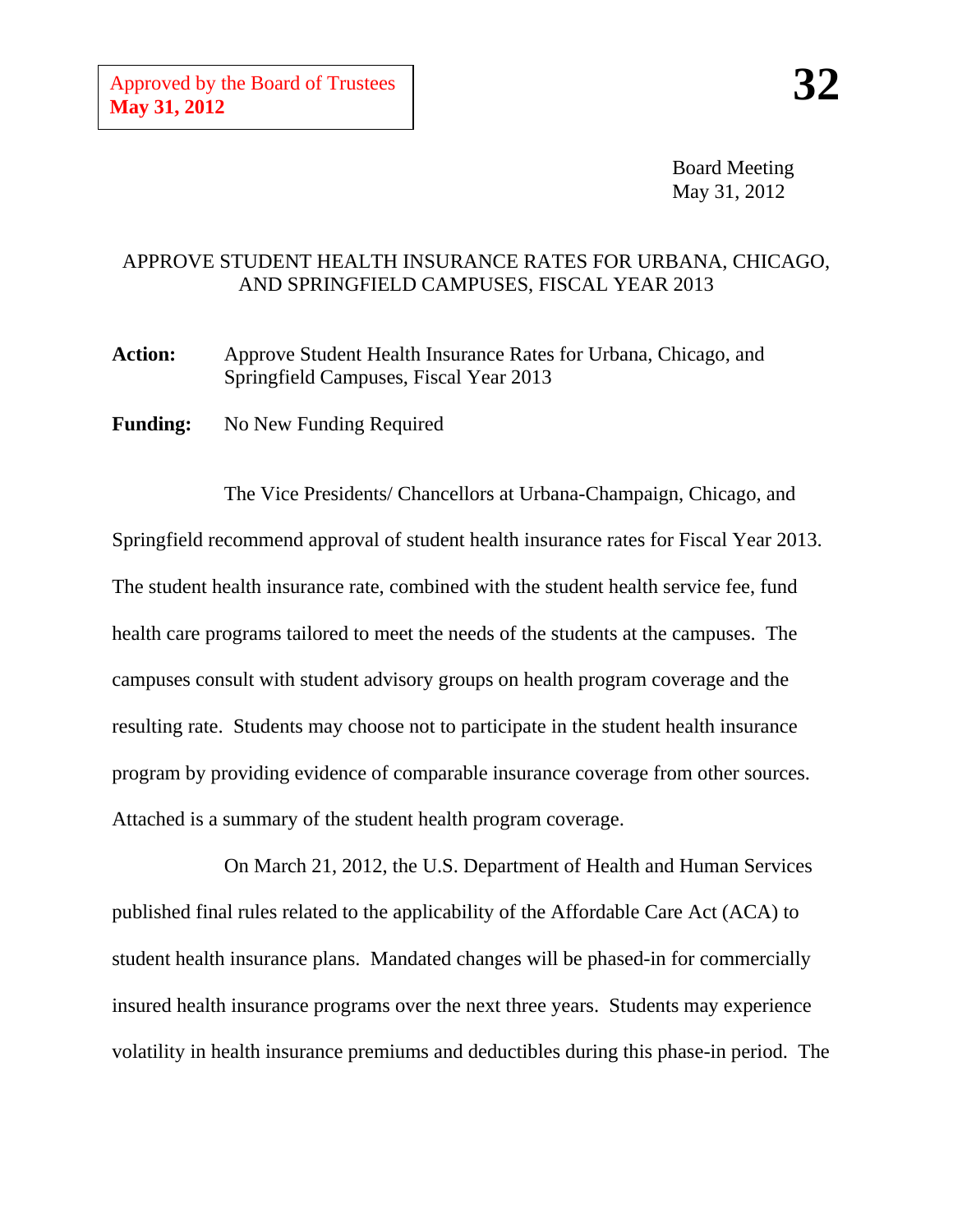Approved by the Board of Trustees
**May 31, 2012**

**32**

Board Meeting
May 31, 2012

APPROVE STUDENT HEALTH INSURANCE RATES FOR URBANA, CHICAGO, AND SPRINGFIELD CAMPUSES, FISCAL YEAR 2013

**Action:** Approve Student Health Insurance Rates for Urbana, Chicago, and Springfield Campuses, Fiscal Year 2013

**Funding:** No New Funding Required

The Vice Presidents/ Chancellors at Urbana-Champaign, Chicago, and Springfield recommend approval of student health insurance rates for Fiscal Year 2013. The student health insurance rate, combined with the student health service fee, fund health care programs tailored to meet the needs of the students at the campuses. The campuses consult with student advisory groups on health program coverage and the resulting rate. Students may choose not to participate in the student health insurance program by providing evidence of comparable insurance coverage from other sources. Attached is a summary of the student health program coverage.

On March 21, 2012, the U.S. Department of Health and Human Services published final rules related to the applicability of the Affordable Care Act (ACA) to student health insurance plans. Mandated changes will be phased-in for commercially insured health insurance programs over the next three years. Students may experience volatility in health insurance premiums and deductibles during this phase-in period. The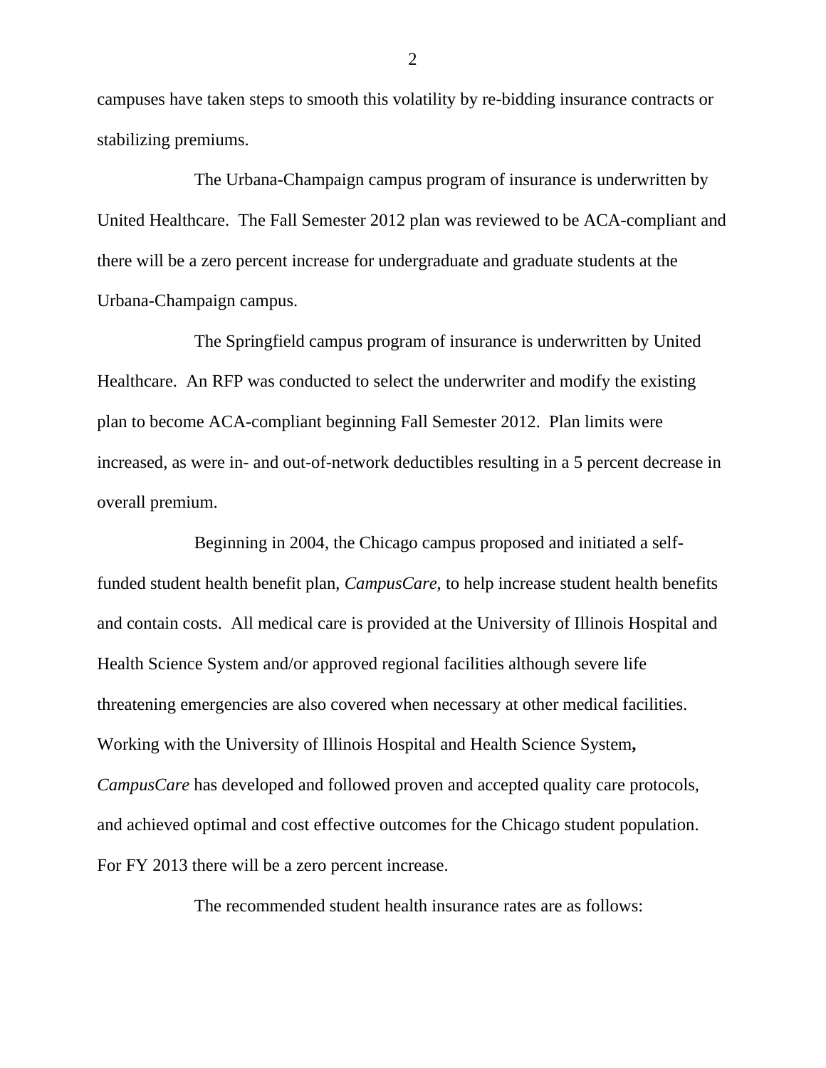campuses have taken steps to smooth this volatility by re-bidding insurance contracts or stabilizing premiums.

The Urbana-Champaign campus program of insurance is underwritten by United Healthcare. The Fall Semester 2012 plan was reviewed to be ACA-compliant and there will be a zero percent increase for undergraduate and graduate students at the Urbana-Champaign campus.

The Springfield campus program of insurance is underwritten by United Healthcare. An RFP was conducted to select the underwriter and modify the existing plan to become ACA-compliant beginning Fall Semester 2012. Plan limits were increased, as were in- and out-of-network deductibles resulting in a 5 percent decrease in overall premium.

Beginning in 2004, the Chicago campus proposed and initiated a self-funded student health benefit plan, *CampusCare*, to help increase student health benefits and contain costs. All medical care is provided at the University of Illinois Hospital and Health Science System and/or approved regional facilities although severe life threatening emergencies are also covered when necessary at other medical facilities. Working with the University of Illinois Hospital and Health Science System**,** *CampusCare* has developed and followed proven and accepted quality care protocols, and achieved optimal and cost effective outcomes for the Chicago student population. For FY 2013 there will be a zero percent increase.

The recommended student health insurance rates are as follows: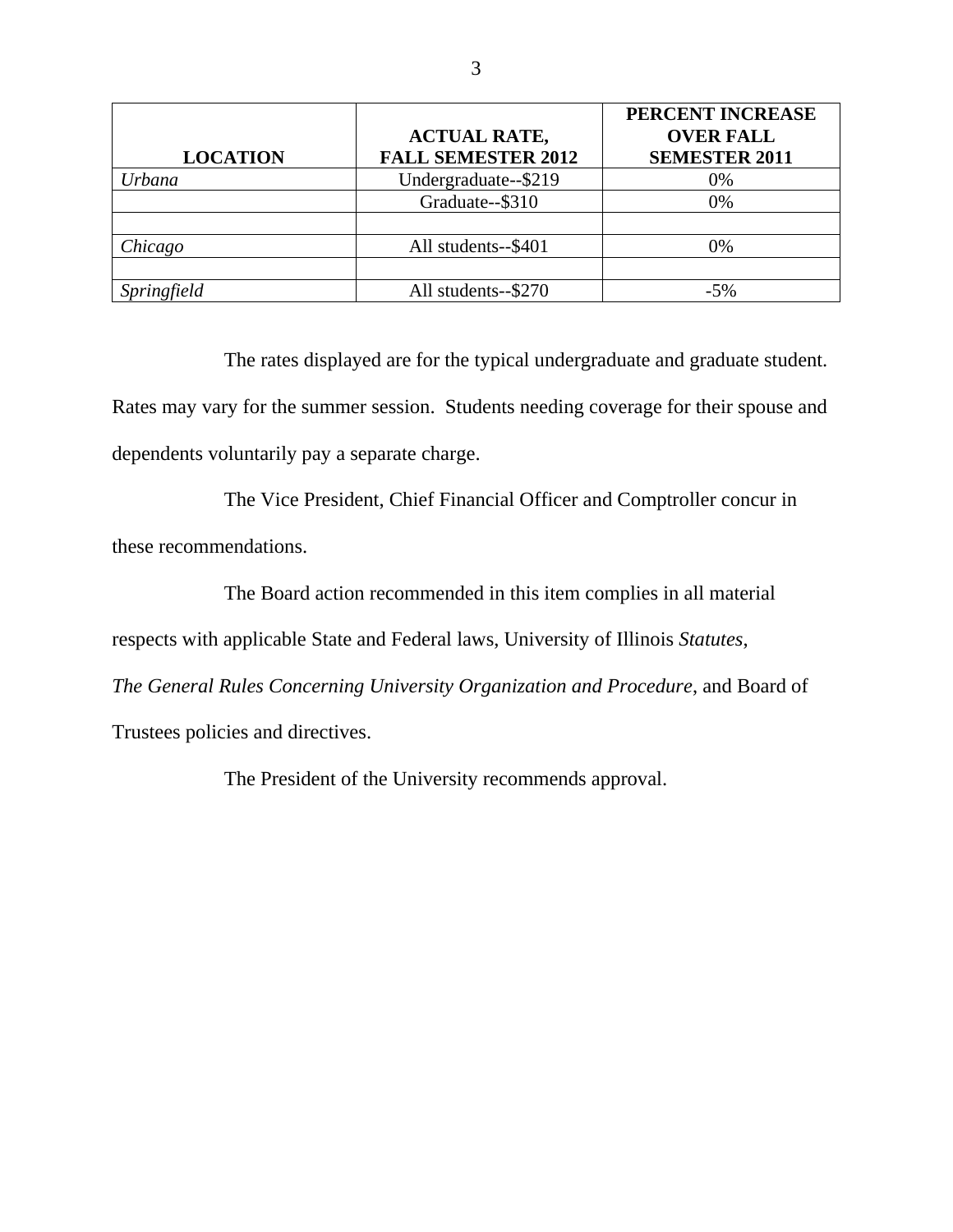| LOCATION | ACTUAL RATE, FALL SEMESTER 2012 | PERCENT INCREASE OVER FALL SEMESTER 2011 |
|---|---|---|
| *Urbana* | Undergraduate--$219 | 0% |
| | Graduate--$310 | 0% |
| | | |
| *Chicago* | All students--$401 | 0% |
| | | |
| *Springfield* | All students--$270 | -5% |

The rates displayed are for the typical undergraduate and graduate student. Rates may vary for the summer session. Students needing coverage for their spouse and dependents voluntarily pay a separate charge.

The Vice President, Chief Financial Officer and Comptroller concur in these recommendations.

The Board action recommended in this item complies in all material respects with applicable State and Federal laws, University of Illinois *Statutes*, *The General Rules Concerning University Organization and Procedure*, and Board of Trustees policies and directives.

The President of the University recommends approval.